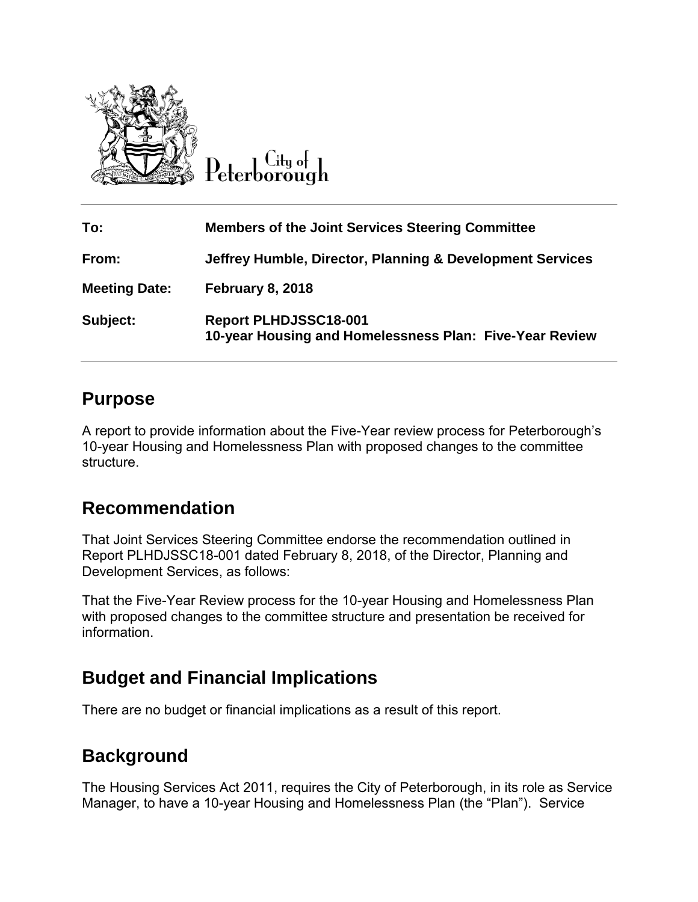City of Peterborough

| To: | Members of the Joint Services Steering Committee |
| --- | --- |
| From: | Jeffrey Humble, Director, Planning & Development Services |
| Meeting Date: | February 8, 2018 |
| Subject: | Report PLHDJSSC18-001<br>10-year Housing and Homelessness Plan: Five-Year Review |

## Purpose

A report to provide information about the Five-Year review process for Peterborough's 10-year Housing and Homelessness Plan with proposed changes to the committee structure.

## Recommendation

That Joint Services Steering Committee endorse the recommendation outlined in Report PLHDJSSC18-001 dated February 8, 2018, of the Director, Planning and Development Services, as follows:

That the Five-Year Review process for the 10-year Housing and Homelessness Plan with proposed changes to the committee structure and presentation be received for information.

## Budget and Financial Implications

There are no budget or financial implications as a result of this report.

## Background

The Housing Services Act 2011, requires the City of Peterborough, in its role as Service Manager, to have a 10-year Housing and Homelessness Plan (the "Plan"). Service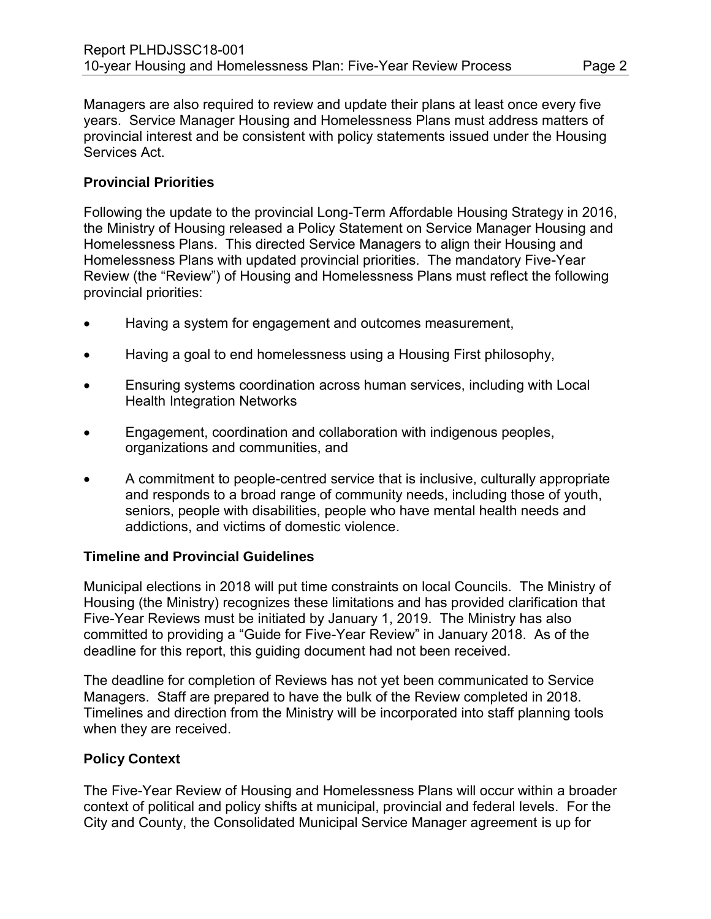Managers are also required to review and update their plans at least once every five years. Service Manager Housing and Homelessness Plans must address matters of provincial interest and be consistent with policy statements issued under the Housing Services Act.

**Provincial Priorities**

Following the update to the provincial Long-Term Affordable Housing Strategy in 2016, the Ministry of Housing released a Policy Statement on Service Manager Housing and Homelessness Plans. This directed Service Managers to align their Housing and Homelessness Plans with updated provincial priorities. The mandatory Five-Year Review (the "Review") of Housing and Homelessness Plans must reflect the following provincial priorities:

- Having a system for engagement and outcomes measurement,
- Having a goal to end homelessness using a Housing First philosophy,
- Ensuring systems coordination across human services, including with Local Health Integration Networks
- Engagement, coordination and collaboration with indigenous peoples, organizations and communities, and
- A commitment to people-centred service that is inclusive, culturally appropriate and responds to a broad range of community needs, including those of youth, seniors, people with disabilities, people who have mental health needs and addictions, and victims of domestic violence.

**Timeline and Provincial Guidelines**

Municipal elections in 2018 will put time constraints on local Councils. The Ministry of Housing (the Ministry) recognizes these limitations and has provided clarification that Five-Year Reviews must be initiated by January 1, 2019. The Ministry has also committed to providing a "Guide for Five-Year Review" in January 2018. As of the deadline for this report, this guiding document had not been received.

The deadline for completion of Reviews has not yet been communicated to Service Managers. Staff are prepared to have the bulk of the Review completed in 2018. Timelines and direction from the Ministry will be incorporated into staff planning tools when they are received.

**Policy Context**

The Five-Year Review of Housing and Homelessness Plans will occur within a broader context of political and policy shifts at municipal, provincial and federal levels. For the City and County, the Consolidated Municipal Service Manager agreement is up for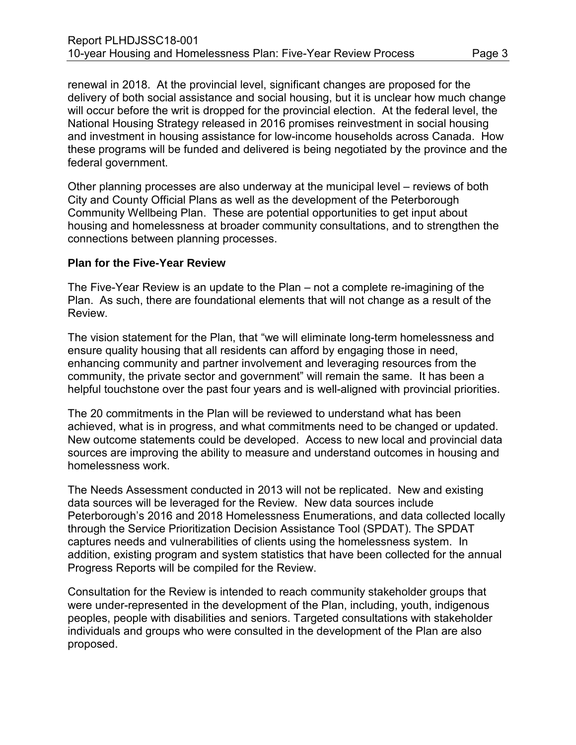renewal in 2018. At the provincial level, significant changes are proposed for the delivery of both social assistance and social housing, but it is unclear how much change will occur before the writ is dropped for the provincial election. At the federal level, the National Housing Strategy released in 2016 promises reinvestment in social housing and investment in housing assistance for low-income households across Canada. How these programs will be funded and delivered is being negotiated by the province and the federal government.

Other planning processes are also underway at the municipal level – reviews of both City and County Official Plans as well as the development of the Peterborough Community Wellbeing Plan. These are potential opportunities to get input about housing and homelessness at broader community consultations, and to strengthen the connections between planning processes.

**Plan for the Five-Year Review**

The Five-Year Review is an update to the Plan – not a complete re-imagining of the Plan. As such, there are foundational elements that will not change as a result of the Review.

The vision statement for the Plan, that "we will eliminate long-term homelessness and ensure quality housing that all residents can afford by engaging those in need, enhancing community and partner involvement and leveraging resources from the community, the private sector and government" will remain the same. It has been a helpful touchstone over the past four years and is well-aligned with provincial priorities.

The 20 commitments in the Plan will be reviewed to understand what has been achieved, what is in progress, and what commitments need to be changed or updated. New outcome statements could be developed. Access to new local and provincial data sources are improving the ability to measure and understand outcomes in housing and homelessness work.

The Needs Assessment conducted in 2013 will not be replicated. New and existing data sources will be leveraged for the Review. New data sources include Peterborough's 2016 and 2018 Homelessness Enumerations, and data collected locally through the Service Prioritization Decision Assistance Tool (SPDAT). The SPDAT captures needs and vulnerabilities of clients using the homelessness system. In addition, existing program and system statistics that have been collected for the annual Progress Reports will be compiled for the Review.

Consultation for the Review is intended to reach community stakeholder groups that were under-represented in the development of the Plan, including, youth, indigenous peoples, people with disabilities and seniors. Targeted consultations with stakeholder individuals and groups who were consulted in the development of the Plan are also proposed.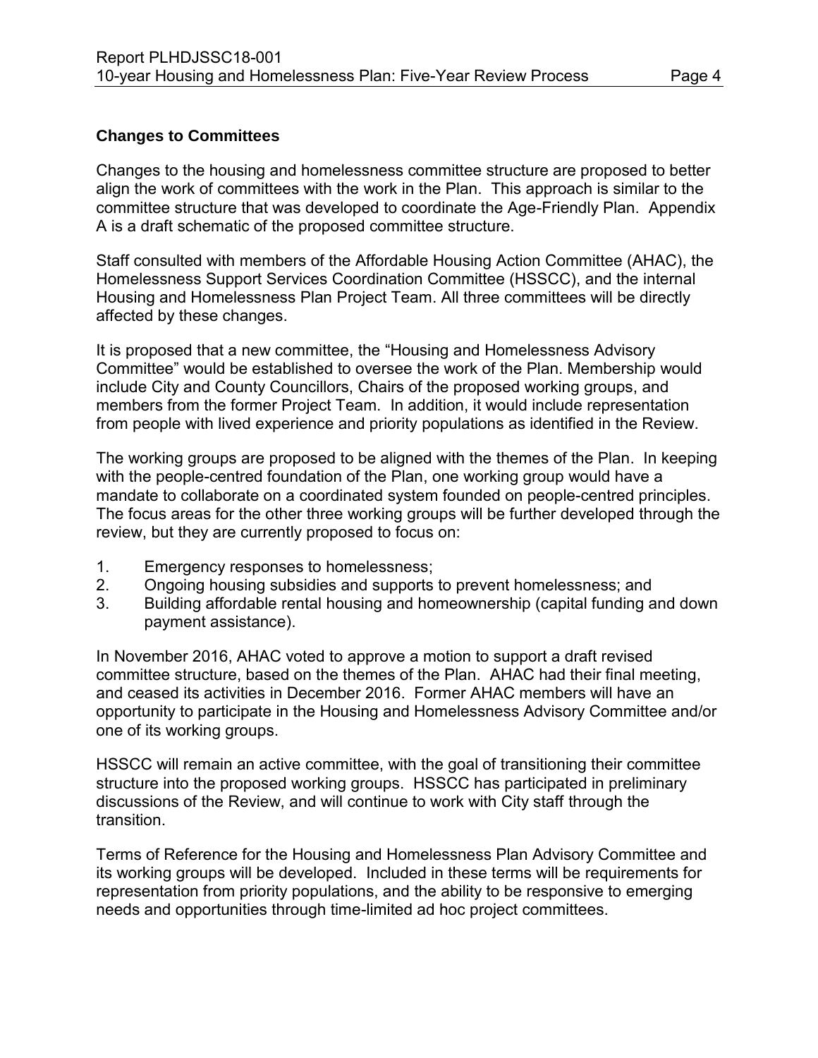### Changes to Committees

Changes to the housing and homelessness committee structure are proposed to better align the work of committees with the work in the Plan. This approach is similar to the committee structure that was developed to coordinate the Age-Friendly Plan. Appendix A is a draft schematic of the proposed committee structure.

Staff consulted with members of the Affordable Housing Action Committee (AHAC), the Homelessness Support Services Coordination Committee (HSSCC), and the internal Housing and Homelessness Plan Project Team. All three committees will be directly affected by these changes.

It is proposed that a new committee, the "Housing and Homelessness Advisory Committee" would be established to oversee the work of the Plan. Membership would include City and County Councillors, Chairs of the proposed working groups, and members from the former Project Team. In addition, it would include representation from people with lived experience and priority populations as identified in the Review.

The working groups are proposed to be aligned with the themes of the Plan. In keeping with the people-centred foundation of the Plan, one working group would have a mandate to collaborate on a coordinated system founded on people-centred principles. The focus areas for the other three working groups will be further developed through the review, but they are currently proposed to focus on:

1. Emergency responses to homelessness;
2. Ongoing housing subsidies and supports to prevent homelessness; and
3. Building affordable rental housing and homeownership (capital funding and down payment assistance).

In November 2016, AHAC voted to approve a motion to support a draft revised committee structure, based on the themes of the Plan. AHAC had their final meeting, and ceased its activities in December 2016. Former AHAC members will have an opportunity to participate in the Housing and Homelessness Advisory Committee and/or one of its working groups.

HSSCC will remain an active committee, with the goal of transitioning their committee structure into the proposed working groups. HSSCC has participated in preliminary discussions of the Review, and will continue to work with City staff through the transition.

Terms of Reference for the Housing and Homelessness Plan Advisory Committee and its working groups will be developed. Included in these terms will be requirements for representation from priority populations, and the ability to be responsive to emerging needs and opportunities through time-limited ad hoc project committees.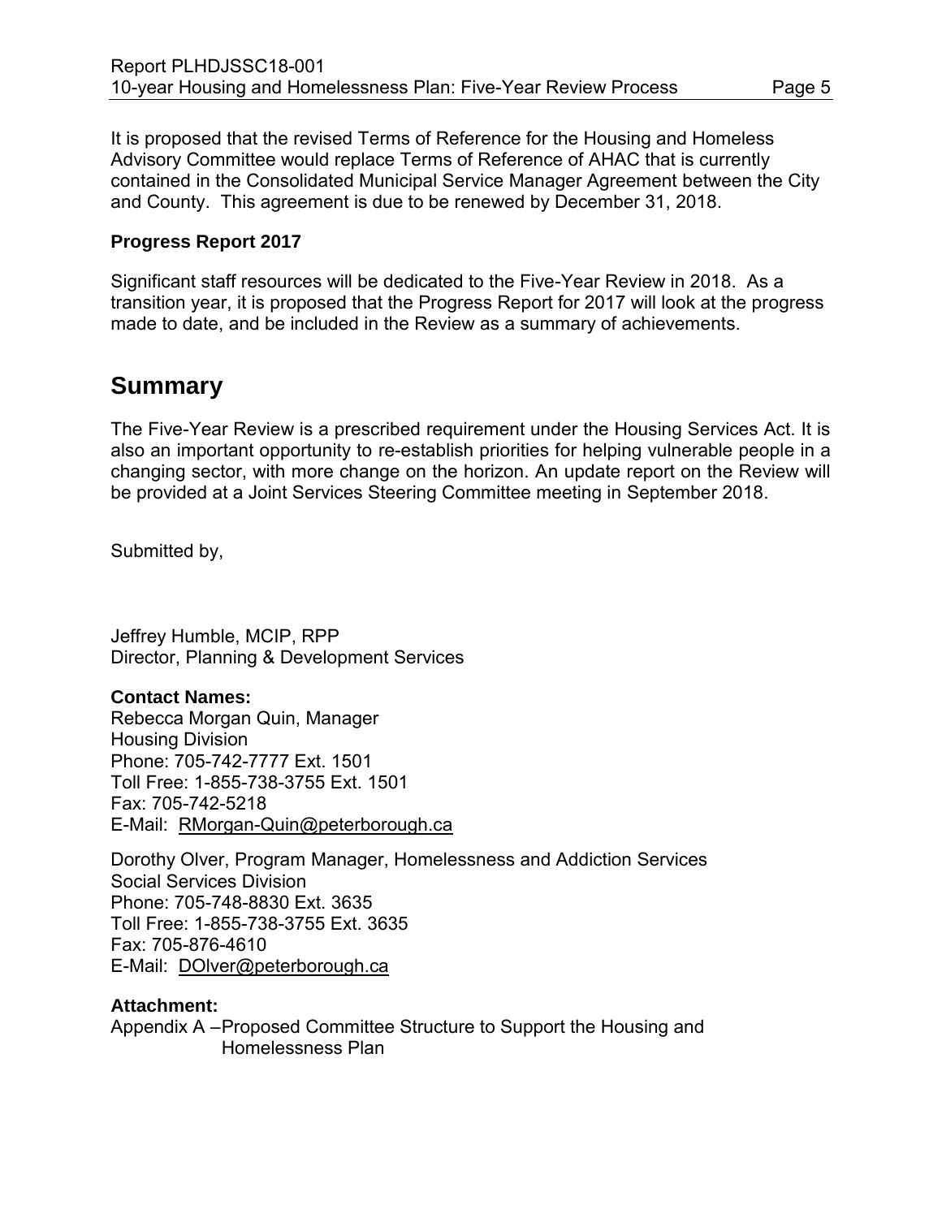It is proposed that the revised Terms of Reference for the Housing and Homeless Advisory Committee would replace Terms of Reference of AHAC that is currently contained in the Consolidated Municipal Service Manager Agreement between the City and County. This agreement is due to be renewed by December 31, 2018.

**Progress Report 2017**

Significant staff resources will be dedicated to the Five-Year Review in 2018. As a transition year, it is proposed that the Progress Report for 2017 will look at the progress made to date, and be included in the Review as a summary of achievements.

## Summary

The Five-Year Review is a prescribed requirement under the Housing Services Act. It is also an important opportunity to re-establish priorities for helping vulnerable people in a changing sector, with more change on the horizon. An update report on the Review will be provided at a Joint Services Steering Committee meeting in September 2018.

Submitted by,

Jeffrey Humble, MCIP, RPP
Director, Planning & Development Services

**Contact Names:**
Rebecca Morgan Quin, Manager
Housing Division
Phone: 705-742-7777 Ext. 1501
Toll Free: 1-855-738-3755 Ext. 1501
Fax: 705-742-5218
E-Mail: RMorgan-Quin@peterborough.ca

Dorothy Olver, Program Manager, Homelessness and Addiction Services
Social Services Division
Phone: 705-748-8830 Ext. 3635
Toll Free: 1-855-738-3755 Ext. 3635
Fax: 705-876-4610
E-Mail: DOlver@peterborough.ca

**Attachment:**
Appendix A –Proposed Committee Structure to Support the Housing and Homelessness Plan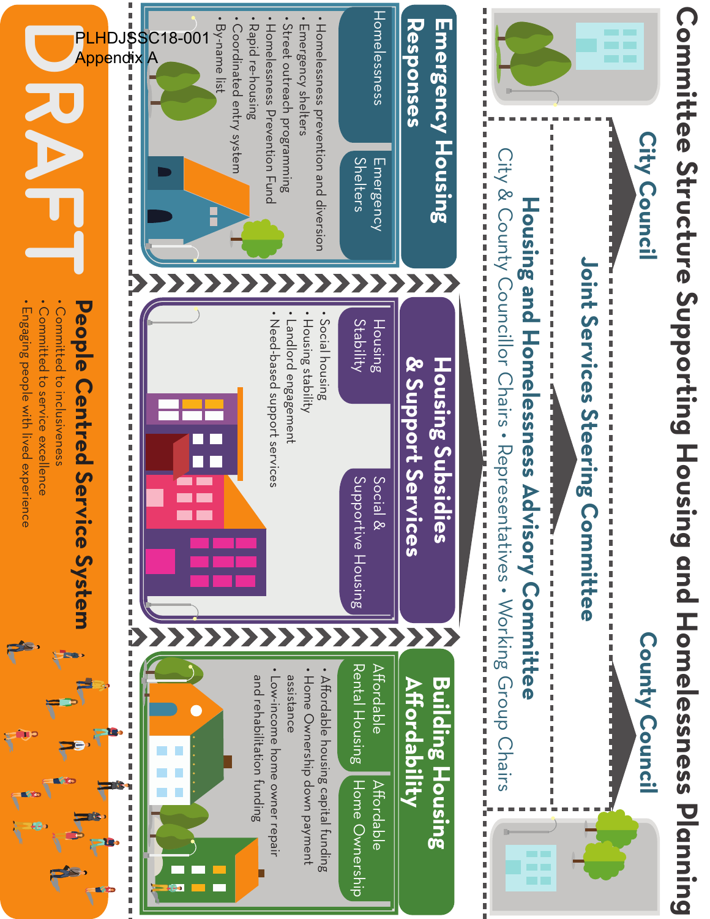PLHDJSSC18-001
Appendix A

# Committee Structure Supporting Housing and Homelessness Planning

City Council

County Council

Joint Services Steering Committee

Housing and Homelessness Advisory Committee

City & County Councillor Chairs • Representatives • Working Group Chairs

## Emergency Housing Responses

Homelessness

Emergency Shelters

- Homelessness prevention and diversion
- Emergency shelters
- Street outreach programming
- Homelessness Prevention Fund
- Rapid re-housing
- Coordinated entry system
- By-name list

## Housing Subsidies & Support Services

Housing Stability

Social & Supportive Housing

- Social housing
- Housing stability
- Landlord engagement
- Need-based support services

## Building Housing Affordability

Affordable Rental Housing

Affordable Home Ownership

- Affordable housing capital funding
- Home Ownership down payment assistance
- Low-income home owner repair and rehabilitation funding

DRAFT

## People Centred Service System

- Committed to inclusiveness
- Committed to service excellence
- Engaging people with lived experience